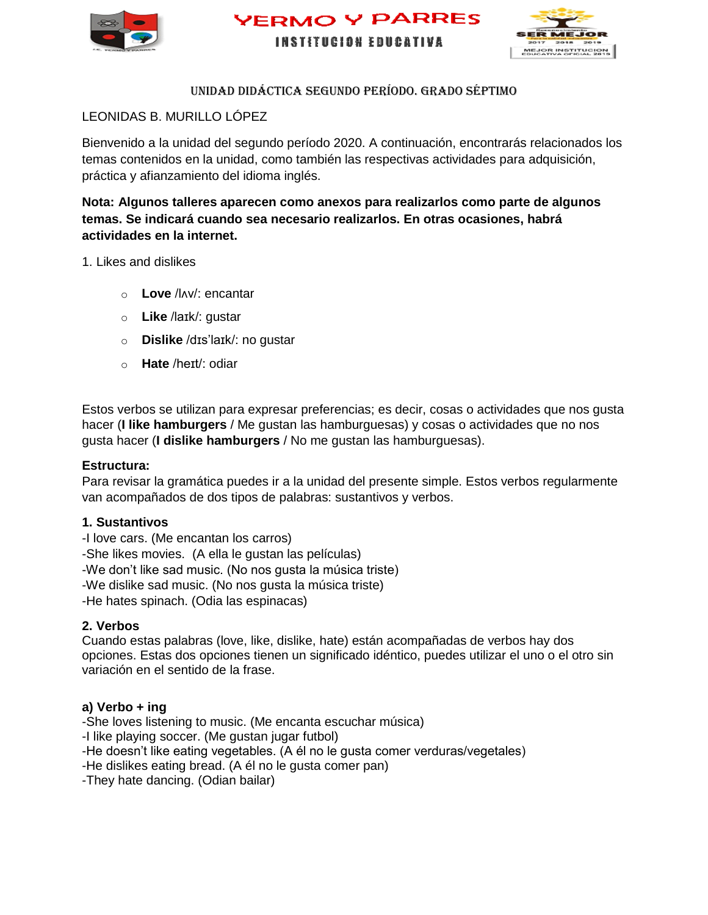# YERMO Y PARRES

## INSTITUCION EDUCATIVA

### UNIDAD DIDÁCTICA SEGUNDO PERÍODO. GRADO SÉPTIMO

LEONIDAS B. MURILLO LÓPEZ

Bienvenido a la unidad del segundo período 2020. A continuación, encontrarás relacionados los temas contenidos en la unidad, como también las respectivas actividades para adquisición, práctica y afianzamiento del idioma inglés.

**Nota: Algunos talleres aparecen como anexos para realizarlos como parte de algunos temas. Se indicará cuando sea necesario realizarlos. En otras ocasiones, habrá actividades en la internet.**

1. Likes and dislikes

- **Love** /lʌv/: encantar
- **Like** /laɪk/: gustar
- **Dislike** /dɪs'laɪk/: no gustar
- **Hate** /heɪt/: odiar

Estos verbos se utilizan para expresar preferencias; es decir, cosas o actividades que nos gusta hacer (**I like hamburgers** / Me gustan las hamburguesas) y cosas o actividades que no nos gusta hacer (**I dislike hamburgers** / No me gustan las hamburguesas).

**Estructura:**
Para revisar la gramática puedes ir a la unidad del presente simple. Estos verbos regularmente van acompañados de dos tipos de palabras: sustantivos y verbos.

**1. Sustantivos**
-I love cars. (Me encantan los carros)
-She likes movies. (A ella le gustan las películas)
-We don't like sad music. (No nos gusta la música triste)
-We dislike sad music. (No nos gusta la música triste)
-He hates spinach. (Odia las espinacas)

**2. Verbos**
Cuando estas palabras (love, like, dislike, hate) están acompañadas de verbos hay dos opciones. Estas dos opciones tienen un significado idéntico, puedes utilizar el uno o el otro sin variación en el sentido de la frase.

**a) Verbo + ing**
-She loves listening to music. (Me encanta escuchar música)
-I like playing soccer. (Me gustan jugar futbol)
-He doesn't like eating vegetables. (A él no le gusta comer verduras/vegetales)
-He dislikes eating bread. (A él no le gusta comer pan)
-They hate dancing. (Odian bailar)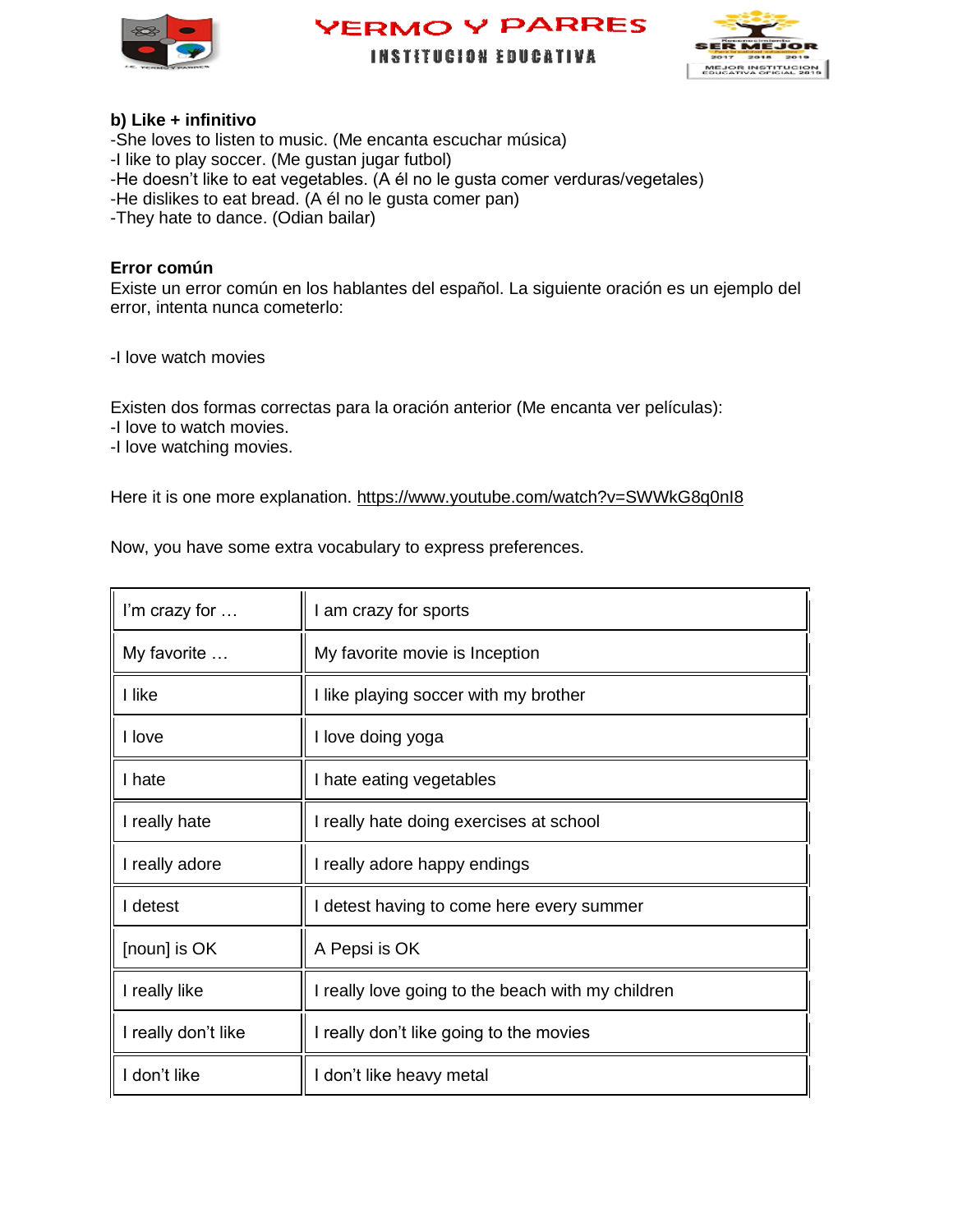**b) Like + infinitivo**

-She loves to listen to music. (Me encanta escuchar música)
-I like to play soccer. (Me gustan jugar futbol)
-He doesn't like to eat vegetables. (A él no le gusta comer verduras/vegetales)
-He dislikes to eat bread. (A él no le gusta comer pan)
-They hate to dance. (Odian bailar)

**Error común**

Existe un error común en los hablantes del español. La siguiente oración es un ejemplo del error, intenta nunca cometerlo:

-I love watch movies

Existen dos formas correctas para la oración anterior (Me encanta ver películas):
-I love to watch movies.
-I love watching movies.

Here it is one more explanation. https://www.youtube.com/watch?v=SWWkG8q0nI8

Now, you have some extra vocabulary to express preferences.

| | |
|---|---|
| I'm crazy for … | I am crazy for sports |
| My favorite … | My favorite movie is Inception |
| I like | I like playing soccer with my brother |
| I love | I love doing yoga |
| I hate | I hate eating vegetables |
| I really hate | I really hate doing exercises at school |
| I really adore | I really adore happy endings |
| I detest | I detest having to come here every summer |
| [noun] is OK | A Pepsi is OK |
| I really like | I really love going to the beach with my children |
| I really don't like | I really don't like going to the movies |
| I don't like | I don't like heavy metal |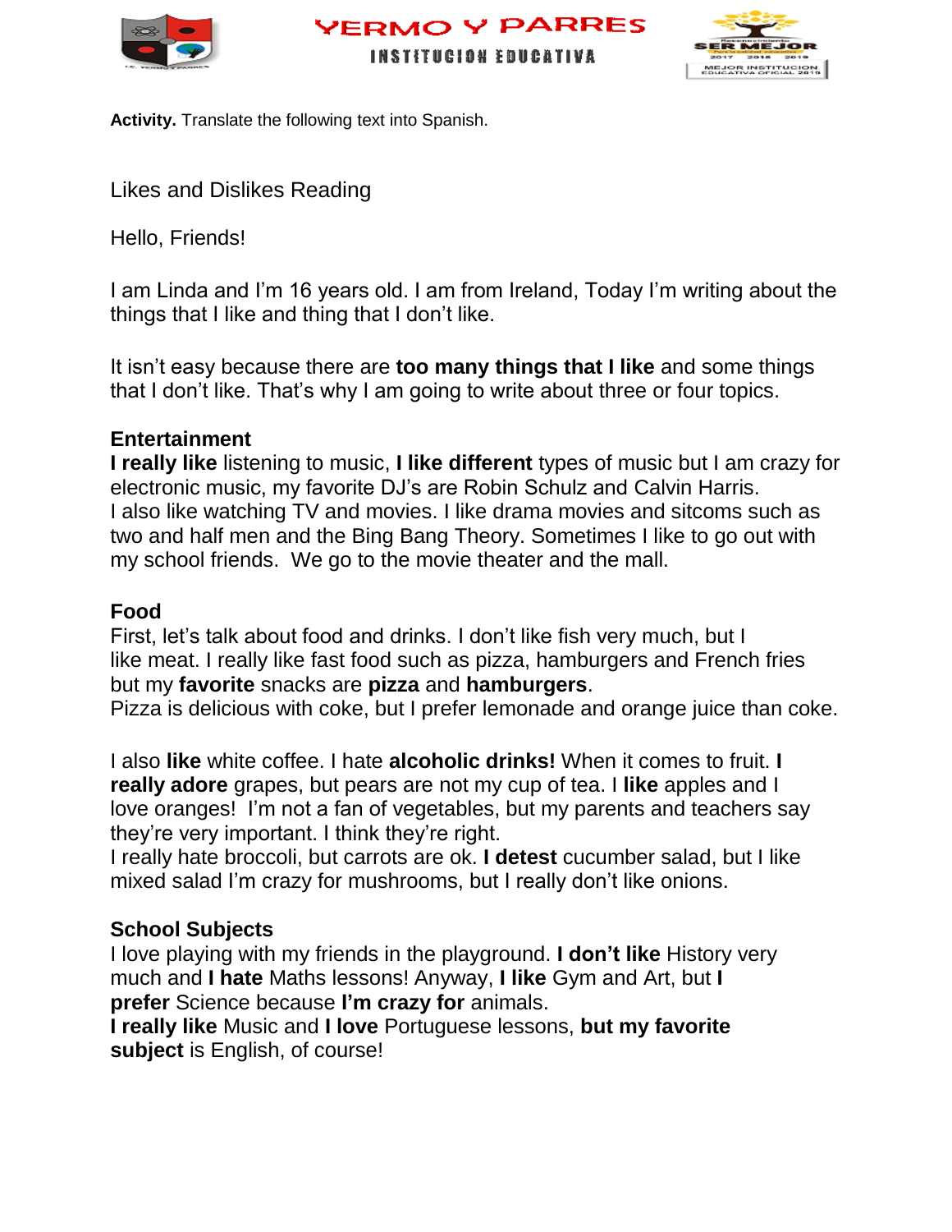**Activity.** Translate the following text into Spanish.

Likes and Dislikes Reading

Hello, Friends!

I am Linda and I'm 16 years old. I am from Ireland, Today I'm writing about the things that I like and thing that I don't like.

It isn't easy because there are **too many things that I like** and some things that I don't like. That's why I am going to write about three or four topics.

**Entertainment**
**I really like** listening to music, **I like different** types of music but I am crazy for electronic music, my favorite DJ's are Robin Schulz and Calvin Harris.
I also like watching TV and movies. I like drama movies and sitcoms such as two and half men and the Bing Bang Theory. Sometimes I like to go out with my school friends. We go to the movie theater and the mall.

**Food**
First, let's talk about food and drinks. I don't like fish very much, but I like meat. I really like fast food such as pizza, hamburgers and French fries but my **favorite** snacks are **pizza** and **hamburgers**.
Pizza is delicious with coke, but I prefer lemonade and orange juice than coke.

I also **like** white coffee. I hate **alcoholic drinks!** When it comes to fruit. **I really adore** grapes, but pears are not my cup of tea. I **like** apples and I love oranges! I'm not a fan of vegetables, but my parents and teachers say they're very important. I think they're right.
I really hate broccoli, but carrots are ok. **I detest** cucumber salad, but I like mixed salad I'm crazy for mushrooms, but I really don't like onions.

**School Subjects**
I love playing with my friends in the playground. **I don't like** History very much and **I hate** Maths lessons! Anyway, **I like** Gym and Art, but **I prefer** Science because **I'm crazy for** animals.
**I really like** Music and **I love** Portuguese lessons, **but my favorite subject** is English, of course!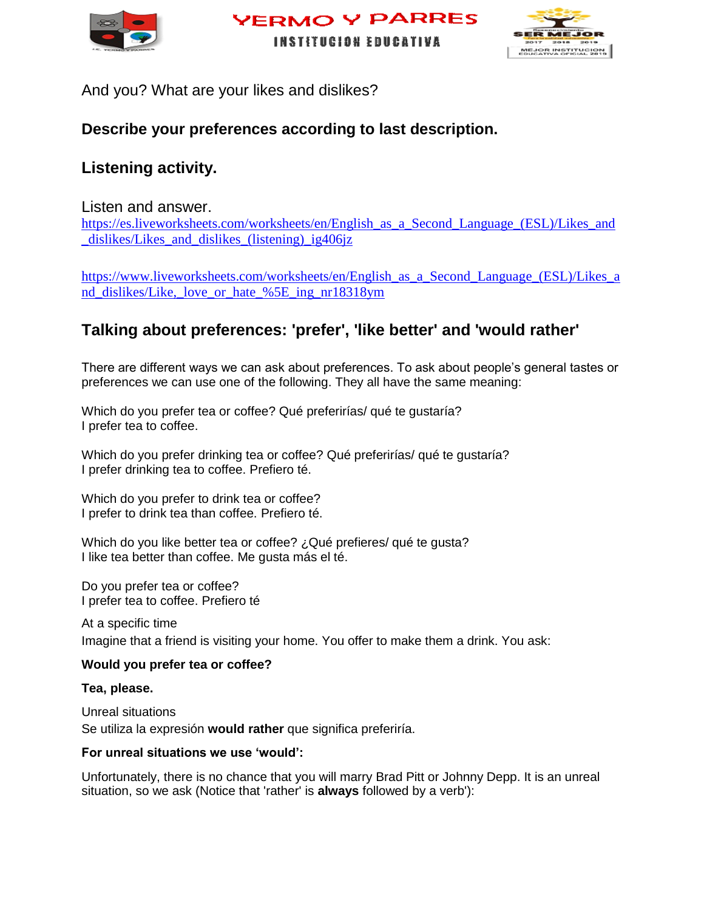And you? What are your likes and dislikes?

**Describe your preferences according to last description.**

## Listening activity.

Listen and answer.
https://es.liveworksheets.com/worksheets/en/English_as_a_Second_Language_(ESL)/Likes_and_dislikes/Likes_and_dislikes_(listening)_ig406jz

https://www.liveworksheets.com/worksheets/en/English_as_a_Second_Language_(ESL)/Likes_and_dislikes/Like,_love_or_hate_%5E_ing_nr18318ym

## Talking about preferences: 'prefer', 'like better' and 'would rather'

There are different ways we can ask about preferences. To ask about people's general tastes or preferences we can use one of the following. They all have the same meaning:

Which do you prefer tea or coffee? Qué preferirías/ qué te gustaría?
I prefer tea to coffee.

Which do you prefer drinking tea or coffee? Qué preferirías/ qué te gustaría?
I prefer drinking tea to coffee. Prefiero té.

Which do you prefer to drink tea or coffee?
I prefer to drink tea than coffee. Prefiero té.

Which do you like better tea or coffee? ¿Qué prefieres/ qué te gusta?
I like tea better than coffee. Me gusta más el té.

Do you prefer tea or coffee?
I prefer tea to coffee. Prefiero té

At a specific time
Imagine that a friend is visiting your home. You offer to make them a drink. You ask:

**Would you prefer tea or coffee?**

**Tea, please.**

Unreal situations
Se utiliza la expresión **would rather** que significa preferiría.

**For unreal situations we use 'would':**

Unfortunately, there is no chance that you will marry Brad Pitt or Johnny Depp. It is an unreal situation, so we ask (Notice that 'rather' is **always** followed by a verb'):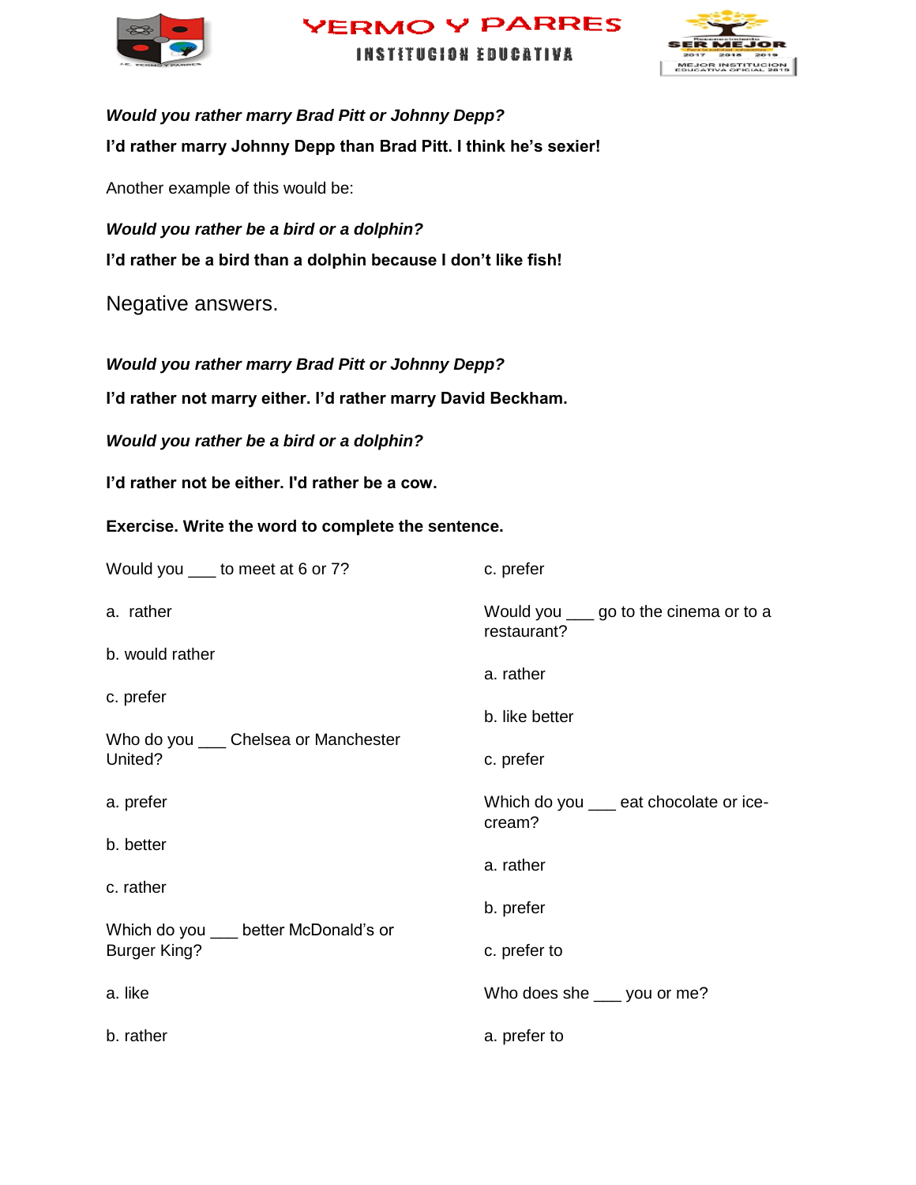***Would you rather marry Brad Pitt or Johnny Depp?***

**I'd rather marry Johnny Depp than Brad Pitt. I think he's sexier!**

Another example of this would be:

***Would you rather be a bird or a dolphin?***

**I'd rather be a bird than a dolphin because I don't like fish!**

Negative answers.

***Would you rather marry Brad Pitt or Johnny Depp?***

**I'd rather not marry either. I'd rather marry David Beckham.**

***Would you rather be a bird or a dolphin?***

**I'd rather not be either. I'd rather be a cow.**

**Exercise. Write the word to complete the sentence.**

Would you ___ to meet at 6 or 7?

a. rather

b. would rather

c. prefer

Who do you ___ Chelsea or Manchester United?

a. prefer

b. better

c. rather

Which do you ___ better McDonald's or Burger King?

a. like

b. rather

c. prefer

Would you ___ go to the cinema or to a restaurant?

a. rather

b. like better

c. prefer

Which do you ___ eat chocolate or ice-cream?

a. rather

b. prefer

c. prefer to

Who does she ___ you or me?

a. prefer to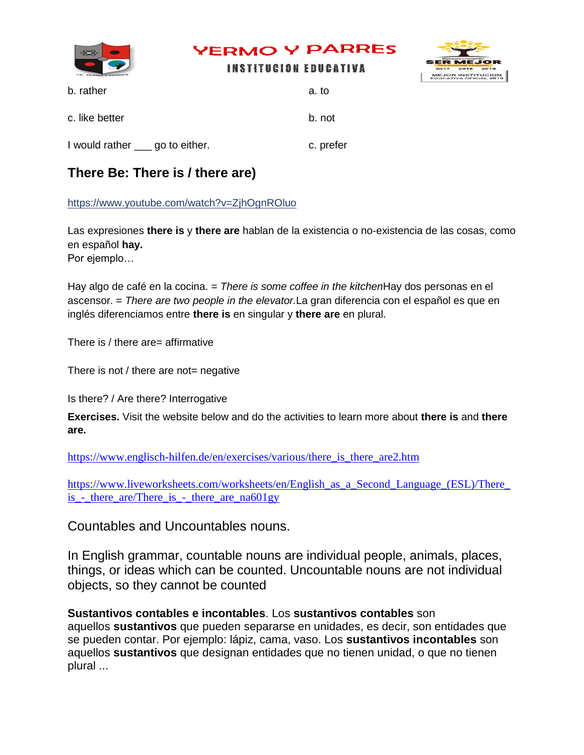b. rather a. to

c. like better b. not

I would rather ___ go to either. c. prefer

## There Be: There is / there are)

https://www.youtube.com/watch?v=ZjhOgnROluo

Las expresiones **there is** y **there are** hablan de la existencia o no-existencia de las cosas, como en español **hay.**
Por ejemplo…

Hay algo de café en la cocina. = *There is some coffee in the kitchen*Hay dos personas en el ascensor. = *There are two people in the elevator.*La gran diferencia con el español es que en inglés diferenciamos entre **there is** en singular y **there are** en plural.

There is / there are= affirmative

There is not / there are not= negative

Is there? / Are there? Interrogative

**Exercises.** Visit the website below and do the activities to learn more about **there is** and **there are.**

https://www.englisch-hilfen.de/en/exercises/various/there_is_there_are2.htm

https://www.liveworksheets.com/worksheets/en/English_as_a_Second_Language_(ESL)/There_is_-_there_are/There_is_-_there_are_na601gy

Countables and Uncountables nouns.

In English grammar, countable nouns are individual people, animals, places, things, or ideas which can be counted. Uncountable nouns are not individual objects, so they cannot be counted

**Sustantivos contables e incontables**. Los **sustantivos contables** son aquellos **sustantivos** que pueden separarse en unidades, es decir, son entidades que se pueden contar. Por ejemplo: lápiz, cama, vaso. Los **sustantivos incontables** son aquellos **sustantivos** que designan entidades que no tienen unidad, o que no tienen plural ...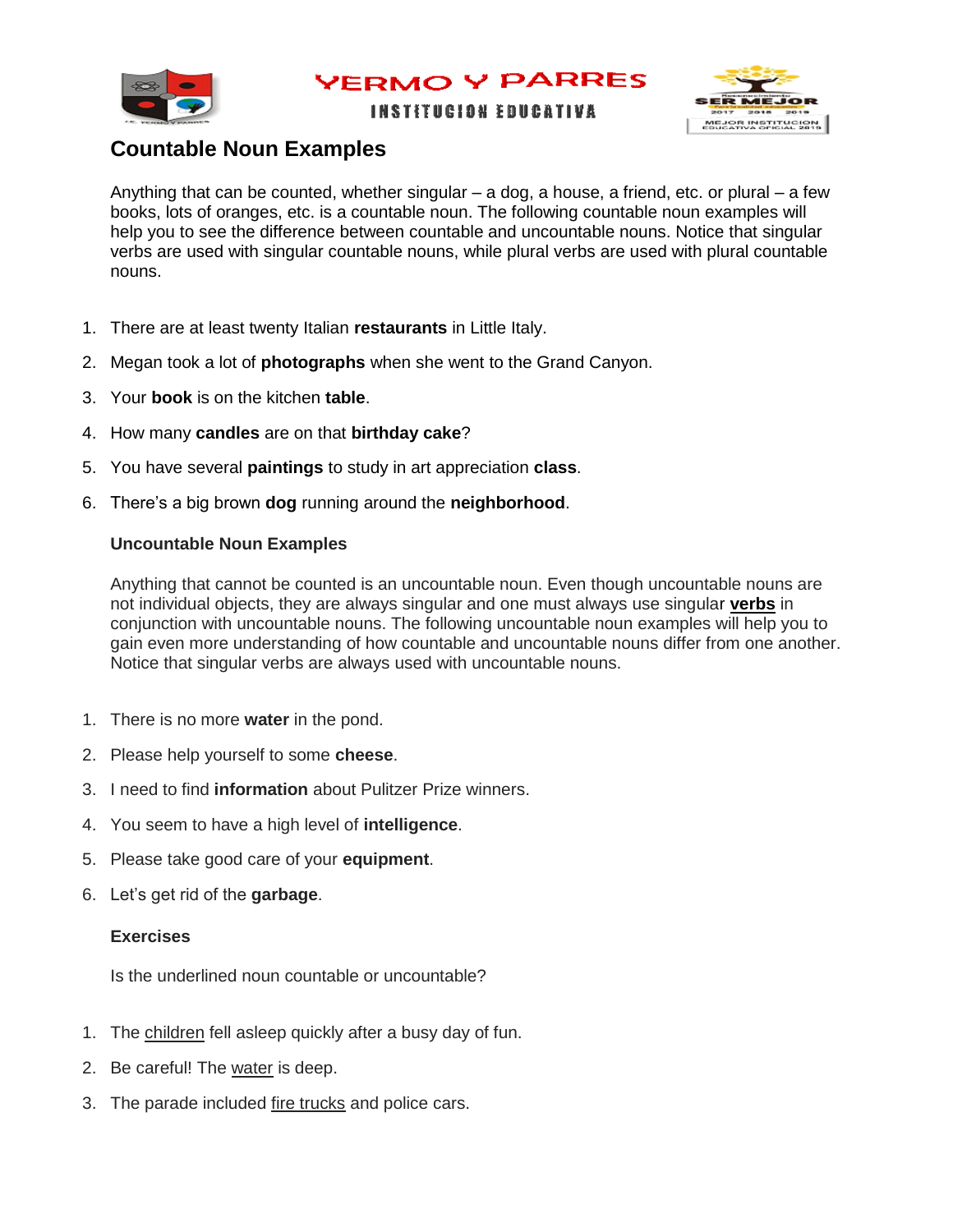YERMO Y PARRES

INSTITUCION EDUCATIVA

## Countable Noun Examples

Anything that can be counted, whether singular – a dog, a house, a friend, etc. or plural – a few books, lots of oranges, etc. is a countable noun. The following countable noun examples will help you to see the difference between countable and uncountable nouns. Notice that singular verbs are used with singular countable nouns, while plural verbs are used with plural countable nouns.

1. There are at least twenty Italian **restaurants** in Little Italy.
2. Megan took a lot of **photographs** when she went to the Grand Canyon.
3. Your **book** is on the kitchen **table**.
4. How many **candles** are on that **birthday cake**?
5. You have several **paintings** to study in art appreciation **class**.
6. There's a big brown **dog** running around the **neighborhood**.

### Uncountable Noun Examples

Anything that cannot be counted is an uncountable noun. Even though uncountable nouns are not individual objects, they are always singular and one must always use singular **verbs** in conjunction with uncountable nouns. The following uncountable noun examples will help you to gain even more understanding of how countable and uncountable nouns differ from one another. Notice that singular verbs are always used with uncountable nouns.

1. There is no more **water** in the pond.
2. Please help yourself to some **cheese**.
3. I need to find **information** about Pulitzer Prize winners.
4. You seem to have a high level of **intelligence**.
5. Please take good care of your **equipment**.
6. Let's get rid of the **garbage**.

### Exercises

Is the underlined noun countable or uncountable?

1. The <u>children</u> fell asleep quickly after a busy day of fun.
2. Be careful! The <u>water</u> is deep.
3. The parade included <u>fire trucks</u> and police cars.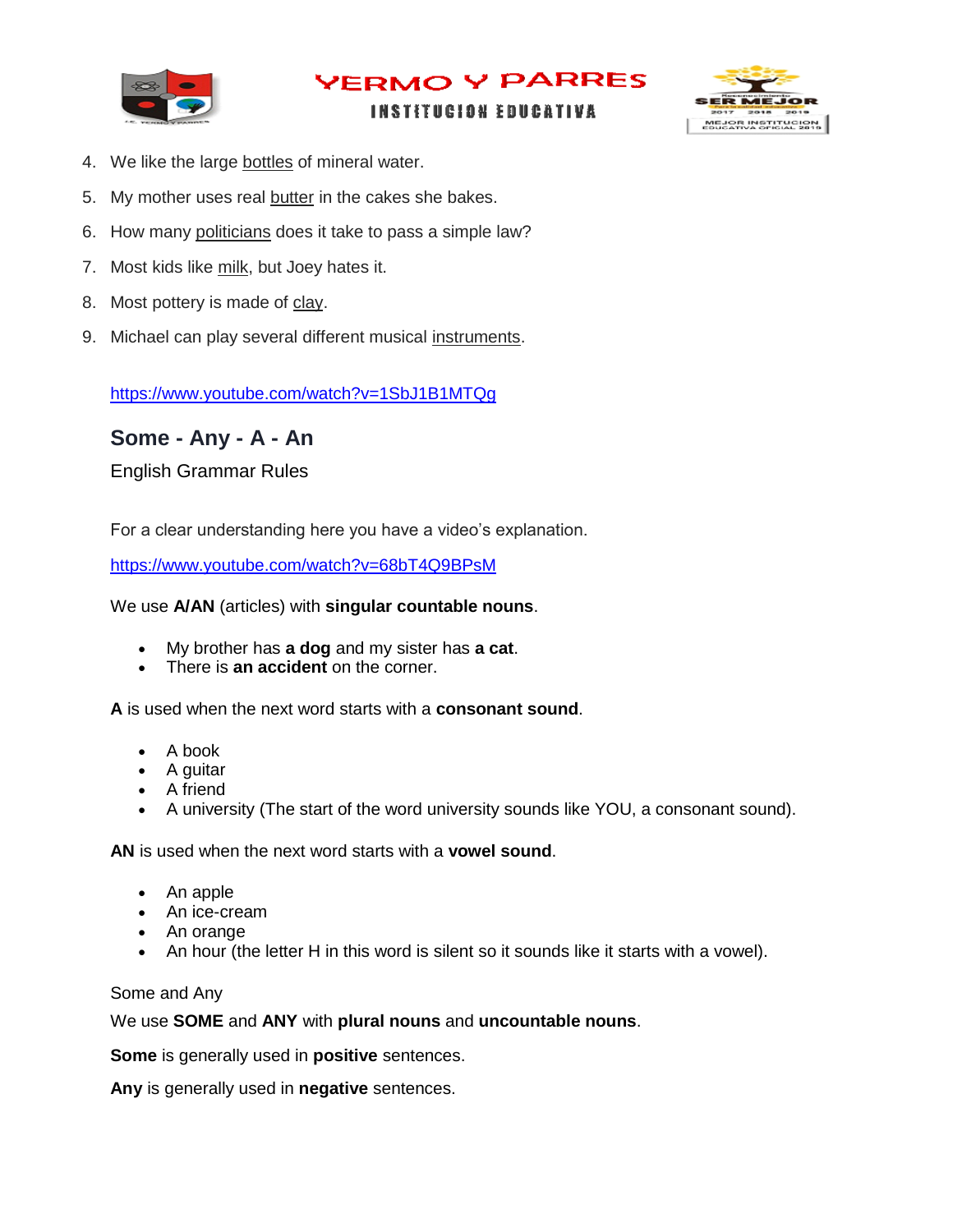4. We like the large bottles of mineral water.
5. My mother uses real butter in the cakes she bakes.
6. How many politicians does it take to pass a simple law?
7. Most kids like milk, but Joey hates it.
8. Most pottery is made of clay.
9. Michael can play several different musical instruments.

https://www.youtube.com/watch?v=1SbJ1B1MTQg

## Some - Any - A - An

English Grammar Rules

For a clear understanding here you have a video's explanation.

https://www.youtube.com/watch?v=68bT4Q9BPsM

We use **A/AN** (articles) with **singular countable nouns**.

- My brother has **a dog** and my sister has **a cat**.
- There is **an accident** on the corner.

**A** is used when the next word starts with a **consonant sound**.

- A book
- A guitar
- A friend
- A university (The start of the word university sounds like YOU, a consonant sound).

**AN** is used when the next word starts with a **vowel sound**.

- An apple
- An ice-cream
- An orange
- An hour (the letter H in this word is silent so it sounds like it starts with a vowel).

Some and Any

We use **SOME** and **ANY** with **plural nouns** and **uncountable nouns**.

**Some** is generally used in **positive** sentences.

**Any** is generally used in **negative** sentences.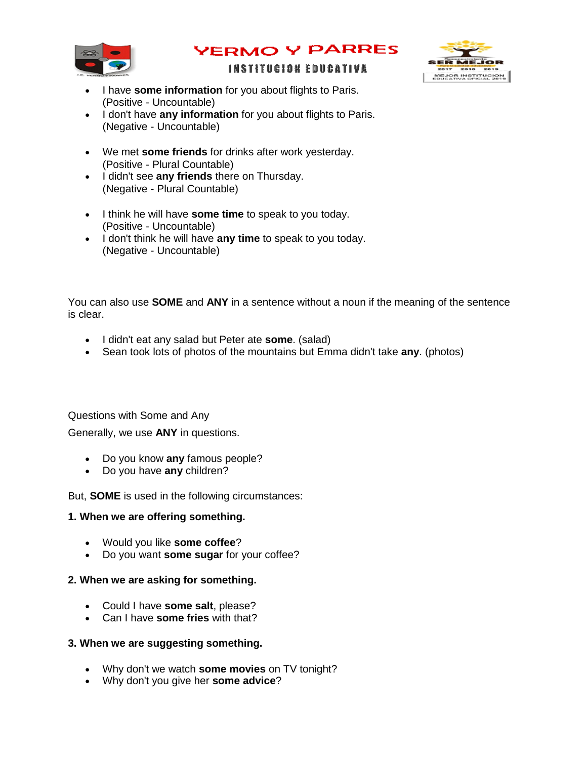- I have **some information** for you about flights to Paris. (Positive - Uncountable)
- I don't have **any information** for you about flights to Paris. (Negative - Uncountable)

- We met **some friends** for drinks after work yesterday. (Positive - Plural Countable)
- I didn't see **any friends** there on Thursday. (Negative - Plural Countable)

- I think he will have **some time** to speak to you today. (Positive - Uncountable)
- I don't think he will have **any time** to speak to you today. (Negative - Uncountable)

You can also use **SOME** and **ANY** in a sentence without a noun if the meaning of the sentence is clear.

- I didn't eat any salad but Peter ate **some**. (salad)
- Sean took lots of photos of the mountains but Emma didn't take **any**. (photos)

Questions with Some and Any

Generally, we use **ANY** in questions.

- Do you know **any** famous people?
- Do you have **any** children?

But, **SOME** is used in the following circumstances:

**1. When we are offering something.**

- Would you like **some coffee**?
- Do you want **some sugar** for your coffee?

**2. When we are asking for something.**

- Could I have **some salt**, please?
- Can I have **some fries** with that?

**3. When we are suggesting something.**

- Why don't we watch **some movies** on TV tonight?
- Why don't you give her **some advice**?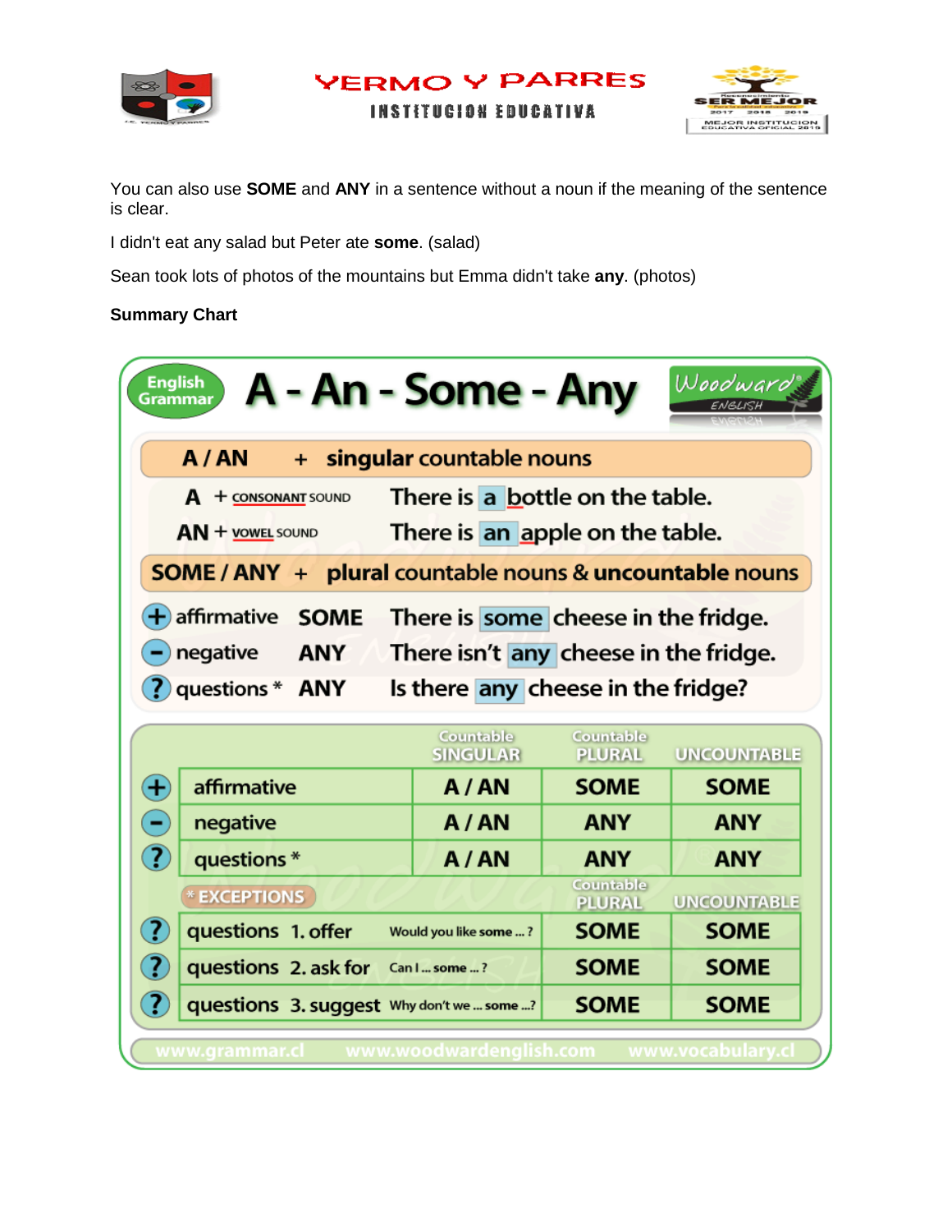You can also use **SOME** and **ANY** in a sentence without a noun if the meaning of the sentence is clear.

I didn't eat any salad but Peter ate **some**. (salad)

Sean took lots of photos of the mountains but Emma didn't take **any**. (photos)

**Summary Chart**

## A - An - Some - Any

English Grammar

**A / AN + singular countable nouns**

| | |
|---|---|
| A + CONSONANT SOUND | There is **a** bottle on the table. |
| AN + VOWEL SOUND | There is **an** apple on the table. |

**SOME / ANY + plural countable nouns & uncountable nouns**

| | | |
|---|---|---|
| + affirmative | SOME | There is **some** cheese in the fridge. |
| − negative | ANY | There isn't **any** cheese in the fridge. |
| ? questions * | ANY | Is there **any** cheese in the fridge? |

| | Countable SINGULAR | Countable PLURAL | UNCOUNTABLE |
|---|---|---|---|
| + affirmative | A / AN | SOME | SOME |
| − negative | A / AN | ANY | ANY |
| ? questions * | A / AN | ANY | ANY |

| * EXCEPTIONS | | Countable PLURAL | UNCOUNTABLE |
|---|---|---|---|
| ? questions 1. offer | Would you like some ... ? | SOME | SOME |
| ? questions 2. ask for | Can I ... some ... ? | SOME | SOME |
| ? questions 3. suggest | Why don't we ... some ...? | SOME | SOME |

www.grammar.cl www.woodwardenglish.com www.vocabulary.cl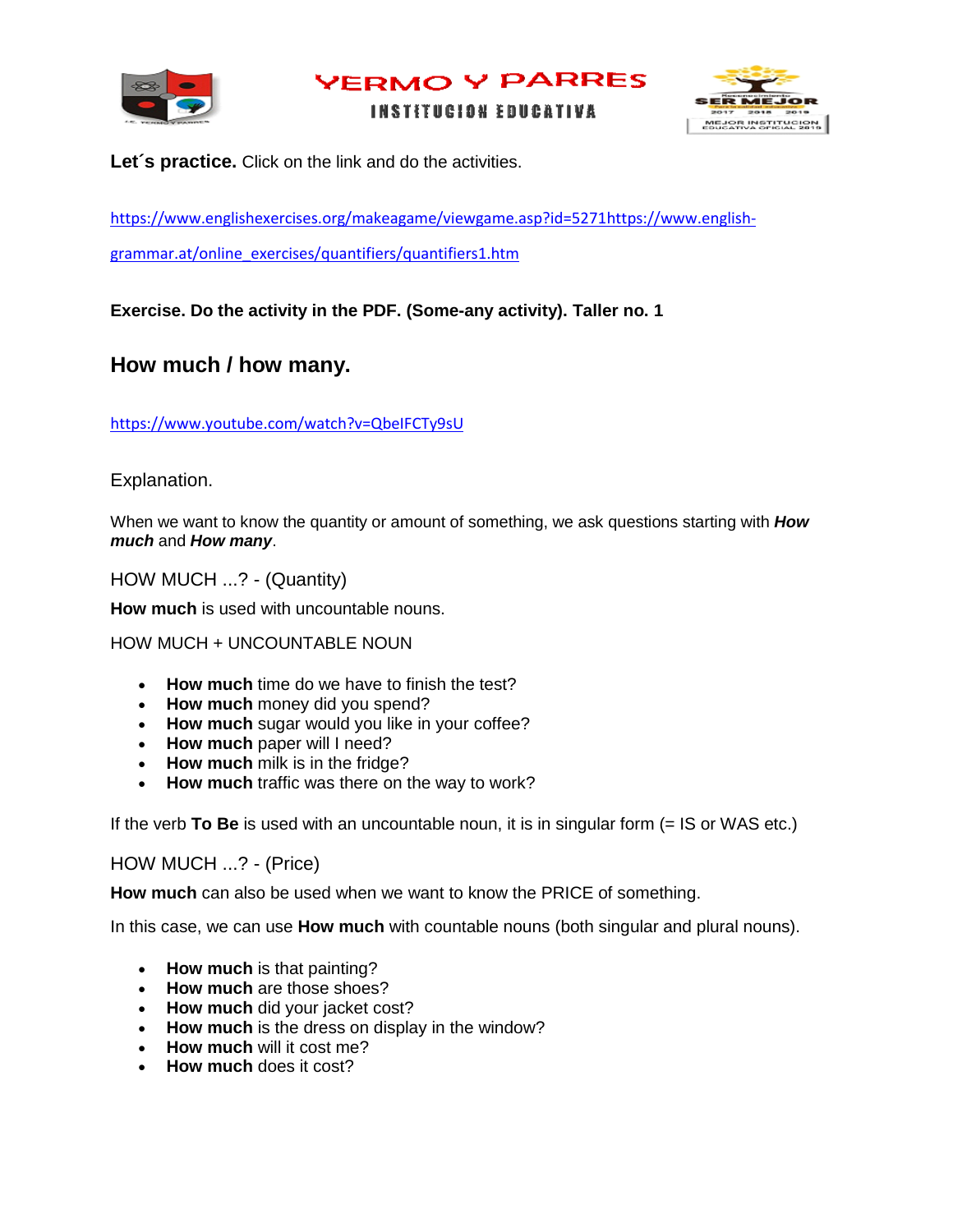Let´s practice. Click on the link and do the activities.

https://www.englishexercises.org/makeagame/viewgame.asp?id=5271https://www.english-grammar.at/online_exercises/quantifiers/quantifiers1.htm

**Exercise. Do the activity in the PDF. (Some-any activity). Taller no. 1**

## How much / how many.

https://www.youtube.com/watch?v=QbelFCTy9sU

Explanation.

When we want to know the quantity or amount of something, we ask questions starting with ***How much*** and ***How many***.

HOW MUCH ...? - (Quantity)

**How much** is used with uncountable nouns.

HOW MUCH + UNCOUNTABLE NOUN

- **How much** time do we have to finish the test?
- **How much** money did you spend?
- **How much** sugar would you like in your coffee?
- **How much** paper will I need?
- **How much** milk is in the fridge?
- **How much** traffic was there on the way to work?

If the verb **To Be** is used with an uncountable noun, it is in singular form (= IS or WAS etc.)

HOW MUCH ...? - (Price)

**How much** can also be used when we want to know the PRICE of something.

In this case, we can use **How much** with countable nouns (both singular and plural nouns).

- **How much** is that painting?
- **How much** are those shoes?
- **How much** did your jacket cost?
- **How much** is the dress on display in the window?
- **How much** will it cost me?
- **How much** does it cost?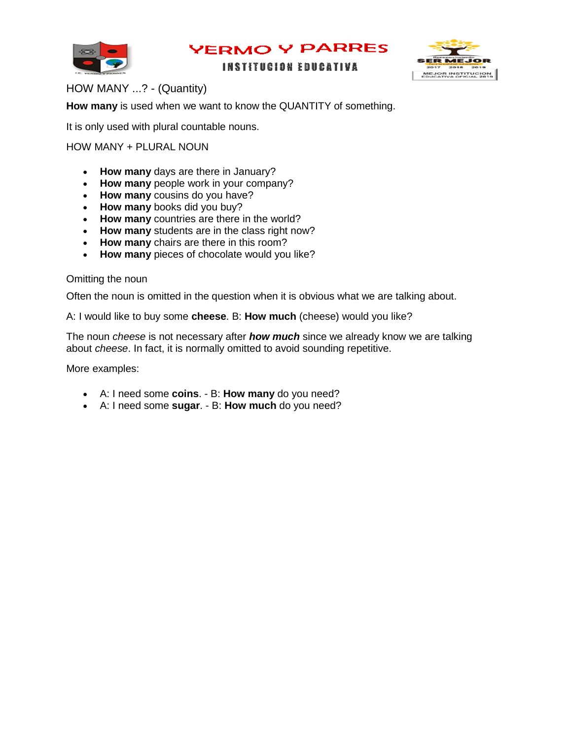HOW MANY ...? - (Quantity)

**How many** is used when we want to know the QUANTITY of something.

It is only used with plural countable nouns.

HOW MANY + PLURAL NOUN

- **How many** days are there in January?
- **How many** people work in your company?
- **How many** cousins do you have?
- **How many** books did you buy?
- **How many** countries are there in the world?
- **How many** students are in the class right now?
- **How many** chairs are there in this room?
- **How many** pieces of chocolate would you like?

Omitting the noun

Often the noun is omitted in the question when it is obvious what we are talking about.

A: I would like to buy some **cheese**. B: **How much** (cheese) would you like?

The noun *cheese* is not necessary after ***how much*** since we already know we are talking about *cheese*. In fact, it is normally omitted to avoid sounding repetitive.

More examples:

- A: I need some **coins**. - B: **How many** do you need?
- A: I need some **sugar**. - B: **How much** do you need?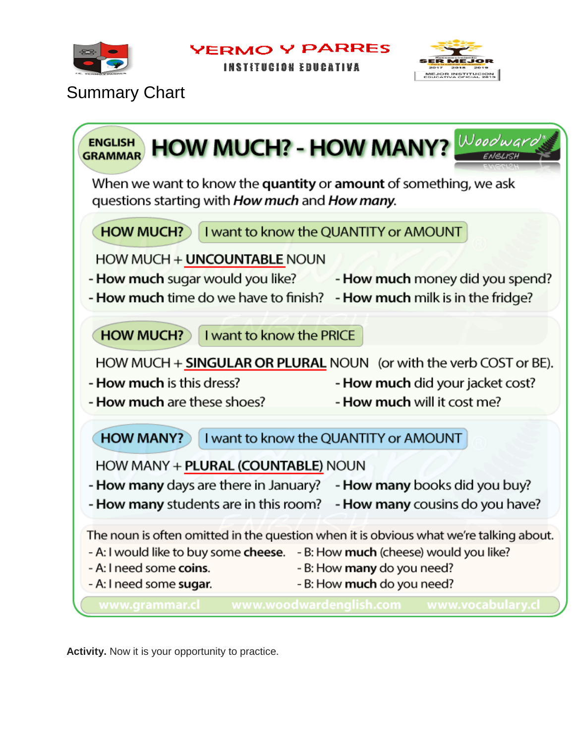YERMO Y PARRES

INSTITUCION EDUCATIVA

## Summary Chart

ENGLISH GRAMMAR

# HOW MUCH? - HOW MANY?

When we want to know the **quantity** or **amount** of something, we ask questions starting with ***How much*** and ***How many***.

**HOW MUCH?** I want to know the QUANTITY or AMOUNT

HOW MUCH + **UNCOUNTABLE** NOUN

- **How much** sugar would you like?
- **How much** time do we have to finish?
- **How much** money did you spend?
- **How much** milk is in the fridge?

**HOW MUCH?** I want to know the PRICE

HOW MUCH + **SINGULAR OR PLURAL** NOUN (or with the verb COST or BE).

- **How much** is this dress?
- **How much** are these shoes?
- **How much** did your jacket cost?
- **How much** will it cost me?

**HOW MANY?** I want to know the QUANTITY or AMOUNT

HOW MANY + **PLURAL (COUNTABLE)** NOUN

- **How many** days are there in January?
- **How many** students are in this room?
- **How many** books did you buy?
- **How many** cousins do you have?

The noun is often omitted in the question when it is obvious what we're talking about.

- A: I would like to buy some **cheese**. - B: How **much** (cheese) would you like?
- A: I need some **coins**. - B: How **many** do you need?
- A: I need some **sugar**. - B: How **much** do you need?

www.grammar.cl www.woodwardenglish.com www.vocabulary.cl

**Activity.** Now it is your opportunity to practice.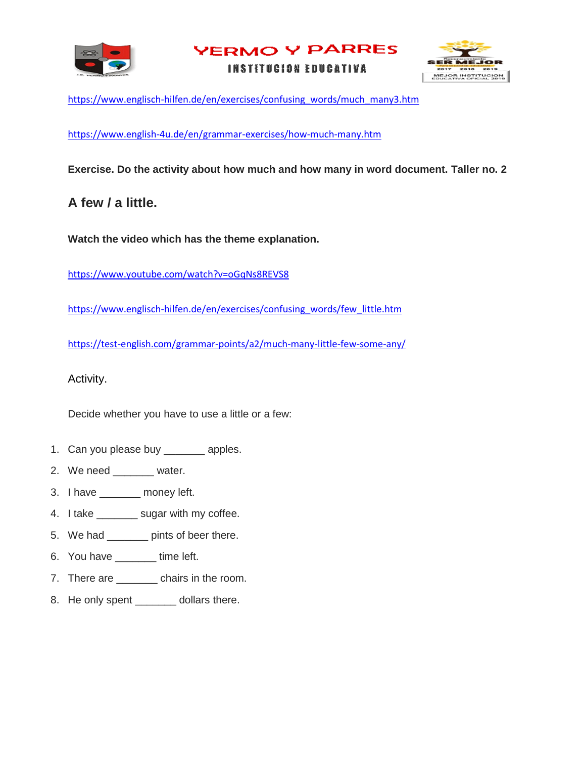https://www.englisch-hilfen.de/en/exercises/confusing_words/much_many3.htm

https://www.english-4u.de/en/grammar-exercises/how-much-many.htm

**Exercise. Do the activity about how much and how many in word document. Taller no. 2**

## A few / a little.

**Watch the video which has the theme explanation.**

https://www.youtube.com/watch?v=oGqNs8REVS8

https://www.englisch-hilfen.de/en/exercises/confusing_words/few_little.htm

https://test-english.com/grammar-points/a2/much-many-little-few-some-any/

Activity.

Decide whether you have to use a little or a few:

1. Can you please buy _______ apples.
2. We need _______ water.
3. I have _______ money left.
4. I take _______ sugar with my coffee.
5. We had _______ pints of beer there.
6. You have _______ time left.
7. There are _______ chairs in the room.
8. He only spent _______ dollars there.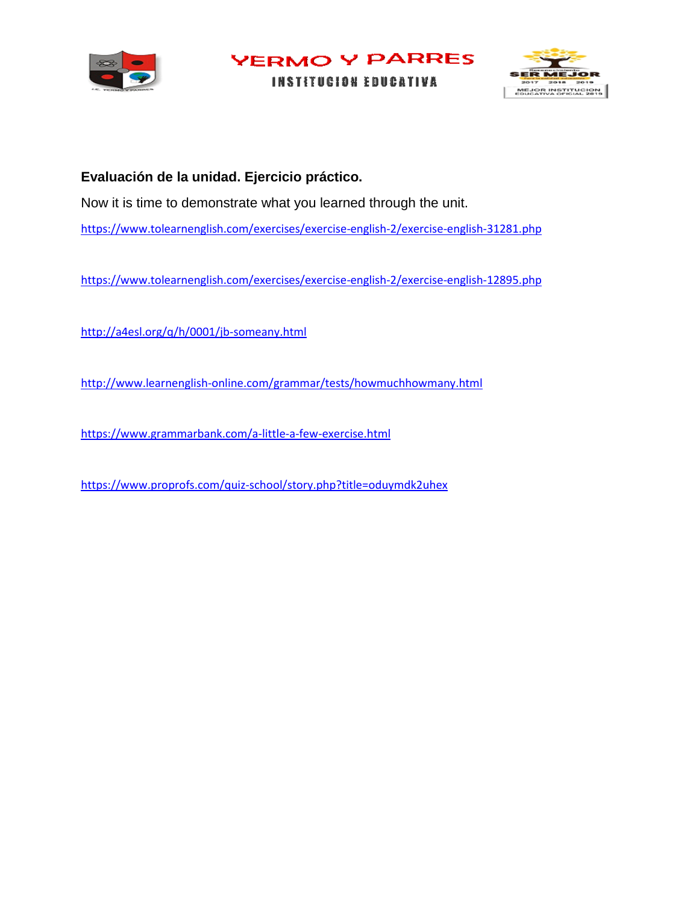**Evaluación de la unidad. Ejercicio práctico.**

Now it is time to demonstrate what you learned through the unit.

https://www.tolearnenglish.com/exercises/exercise-english-2/exercise-english-31281.php

https://www.tolearnenglish.com/exercises/exercise-english-2/exercise-english-12895.php

http://a4esl.org/q/h/0001/jb-someany.html

http://www.learnenglish-online.com/grammar/tests/howmuchhowmany.html

https://www.grammarbank.com/a-little-a-few-exercise.html

https://www.proprofs.com/quiz-school/story.php?title=oduymdk2uhex